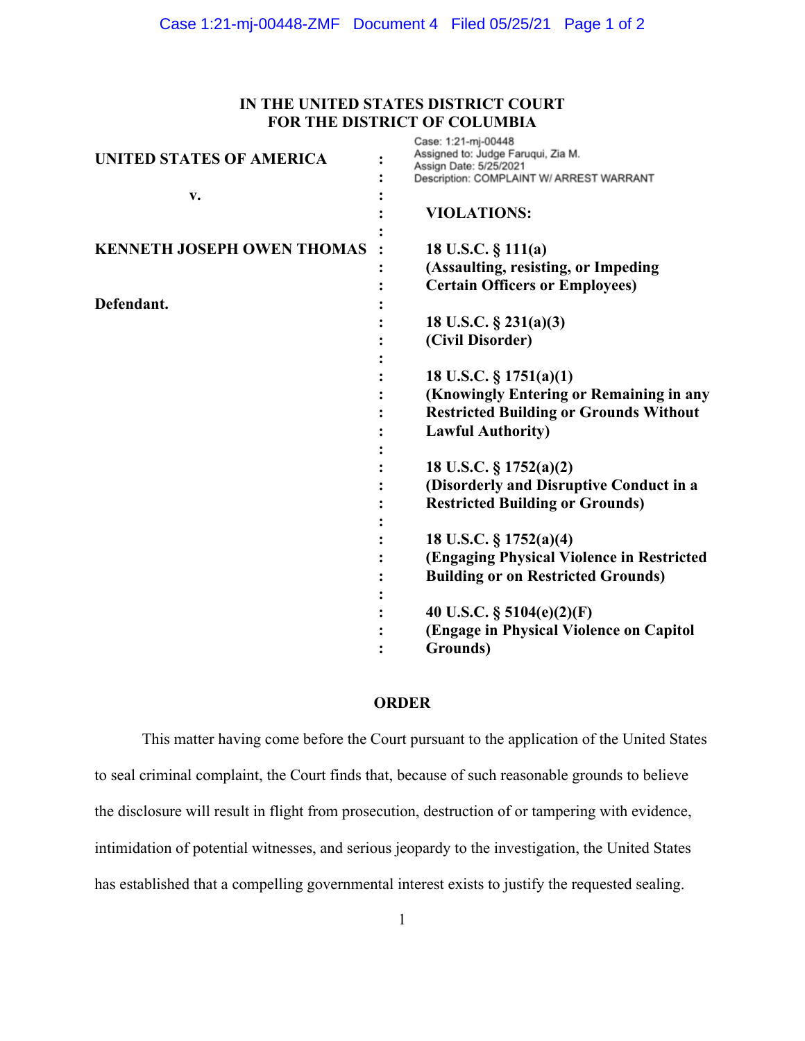IN THE UNITED STATES DISTRICT COURT
FOR THE DISTRICT OF COLUMBIA

Case: 1:21-mj-00448
Assigned to: Judge Faruqui, Zia M.
Assign Date: 5/25/2021
Description: COMPLAINT W/ ARREST WARRANT

**UNITED STATES OF AMERICA**

**v.**

**KENNETH JOSEPH OWEN THOMAS**

**Defendant.**

**VIOLATIONS:**

**18 U.S.C. § 111(a)**
**(Assaulting, resisting, or Impeding Certain Officers or Employees)**

**18 U.S.C. § 231(a)(3)**
**(Civil Disorder)**

**18 U.S.C. § 1751(a)(1)**
**(Knowingly Entering or Remaining in any Restricted Building or Grounds Without Lawful Authority)**

**18 U.S.C. § 1752(a)(2)**
**(Disorderly and Disruptive Conduct in a Restricted Building or Grounds)**

**18 U.S.C. § 1752(a)(4)**
**(Engaging Physical Violence in Restricted Building or on Restricted Grounds)**

**40 U.S.C. § 5104(e)(2)(F)**
**(Engage in Physical Violence on Capitol Grounds)**

## ORDER

This matter having come before the Court pursuant to the application of the United States to seal criminal complaint, the Court finds that, because of such reasonable grounds to believe the disclosure will result in flight from prosecution, destruction of or tampering with evidence, intimidation of potential witnesses, and serious jeopardy to the investigation, the United States has established that a compelling governmental interest exists to justify the requested sealing.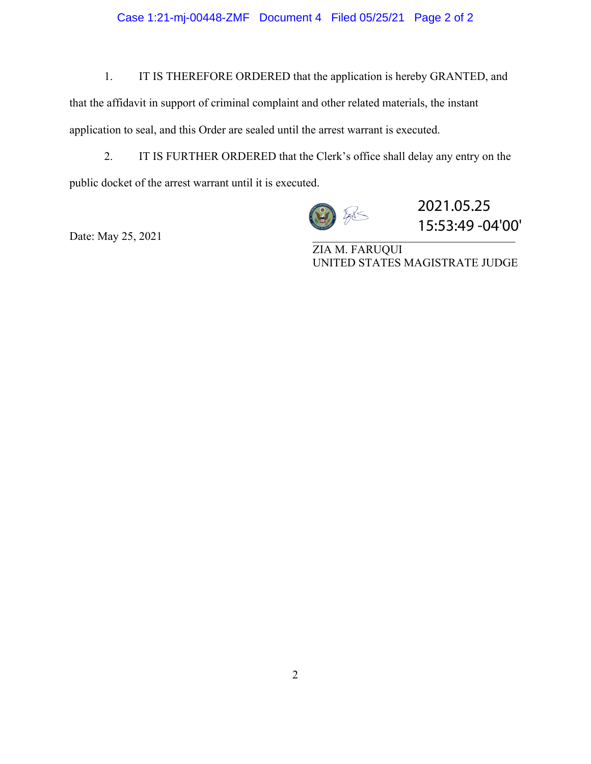1. IT IS THEREFORE ORDERED that the application is hereby GRANTED, and that the affidavit in support of criminal complaint and other related materials, the instant application to seal, and this Order are sealed until the arrest warrant is executed.

2. IT IS FURTHER ORDERED that the Clerk's office shall delay any entry on the public docket of the arrest warrant until it is executed.

Date: May 25, 2021

2021.05.25
15:53:49 -04'00'

ZIA M. FARUQUI
UNITED STATES MAGISTRATE JUDGE